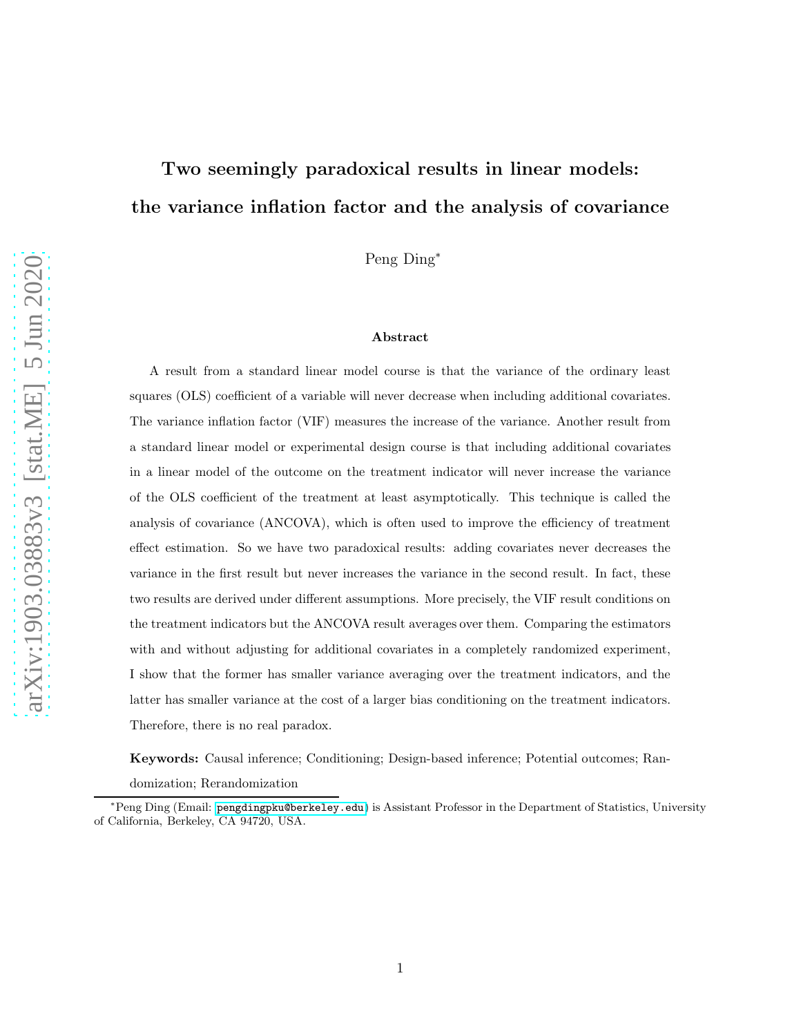# Two seemingly paradoxical results in linear models: the variance inflation factor and the analysis of covariance

Peng Ding*

### Abstract

A result from a standard linear model course is that the variance of the ordinary least squares (OLS) coefficient of a variable will never decrease when including additional covariates. The variance inflation factor (VIF) measures the increase of the variance. Another result from a standard linear model or experimental design course is that including additional covariates in a linear model of the outcome on the treatment indicator will never increase the variance of the OLS coefficient of the treatment at least asymptotically. This technique is called the analysis of covariance (ANCOVA), which is often used to improve the efficiency of treatment effect estimation. So we have two paradoxical results: adding covariates never decreases the variance in the first result but never increases the variance in the second result. In fact, these two results are derived under different assumptions. More precisely, the VIF result conditions on the treatment indicators but the ANCOVA result averages over them. Comparing the estimators with and without adjusting for additional covariates in a completely randomized experiment, I show that the former has smaller variance averaging over the treatment indicators, and the latter has smaller variance at the cost of a larger bias conditioning on the treatment indicators. Therefore, there is no real paradox.

**Keywords:** Causal inference; Conditioning; Design-based inference; Potential outcomes; Randomization; Rerandomization

*Peng Ding (Email: pengdingpku@berkeley.edu) is Assistant Professor in the Department of Statistics, University of California, Berkeley, CA 94720, USA.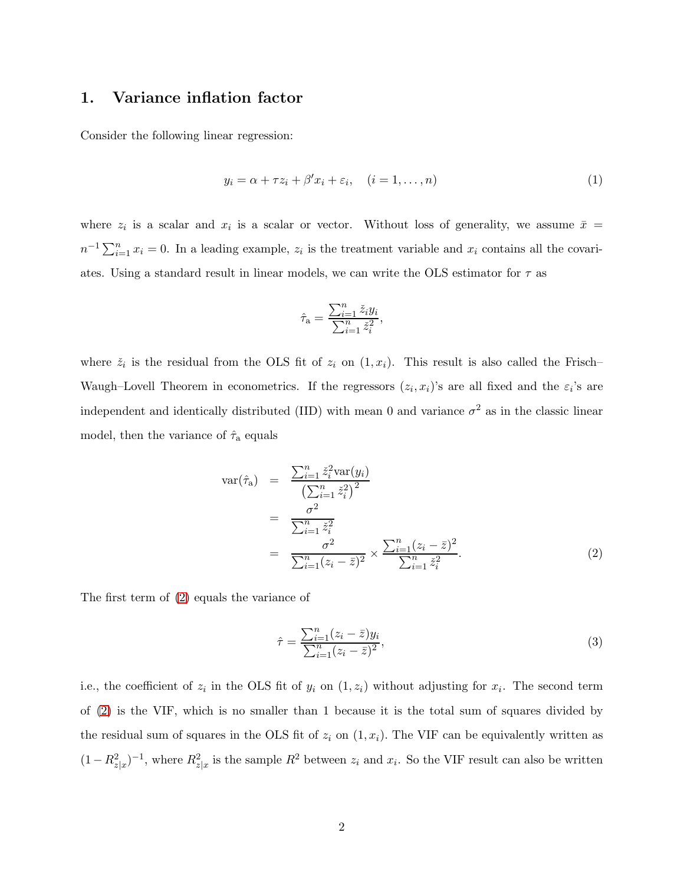## 1. Variance inflation factor

Consider the following linear regression:

$$y_i = \alpha + \tau z_i + \beta' x_i + \varepsilon_i, \quad (i = 1, \ldots, n) \tag{1}$$

where $z_i$ is a scalar and $x_i$ is a scalar or vector. Without loss of generality, we assume $\bar{x} = n^{-1}\sum_{i=1}^n x_i = 0$. In a leading example, $z_i$ is the treatment variable and $x_i$ contains all the covariates. Using a standard result in linear models, we can write the OLS estimator for $\tau$ as

$$\hat{\tau}_{\text{a}} = \frac{\sum_{i=1}^n \check{z}_i y_i}{\sum_{i=1}^n \check{z}_i^2},$$

where $\check{z}_i$ is the residual from the OLS fit of $z_i$ on $(1, x_i)$. This result is also called the Frisch–Waugh–Lovell Theorem in econometrics. If the regressors $(z_i, x_i)$'s are all fixed and the $\varepsilon_i$'s are independent and identically distributed (IID) with mean 0 and variance $\sigma^2$ as in the classic linear model, then the variance of $\hat{\tau}_{\text{a}}$ equals

$$\begin{aligned}
\text{var}(\hat{\tau}_{\text{a}}) &= \frac{\sum_{i=1}^n \check{z}_i^2 \text{var}(y_i)}{\left(\sum_{i=1}^n \check{z}_i^2\right)^2} \\
&= \frac{\sigma^2}{\sum_{i=1}^n \check{z}_i^2} \\
&= \frac{\sigma^2}{\sum_{i=1}^n (z_i - \bar{z})^2} \times \frac{\sum_{i=1}^n (z_i - \bar{z})^2}{\sum_{i=1}^n \check{z}_i^2}.
\end{aligned} \tag{2}$$

The first term of (2) equals the variance of

$$\hat{\tau} = \frac{\sum_{i=1}^n (z_i - \bar{z}) y_i}{\sum_{i=1}^n (z_i - \bar{z})^2}, \tag{3}$$

i.e., the coefficient of $z_i$ in the OLS fit of $y_i$ on $(1, z_i)$ without adjusting for $x_i$. The second term of (2) is the VIF, which is no smaller than 1 because it is the total sum of squares divided by the residual sum of squares in the OLS fit of $z_i$ on $(1, x_i)$. The VIF can be equivalently written as $(1 - R^2_{z|x})^{-1}$, where $R^2_{z|x}$ is the sample $R^2$ between $z_i$ and $x_i$. So the VIF result can also be written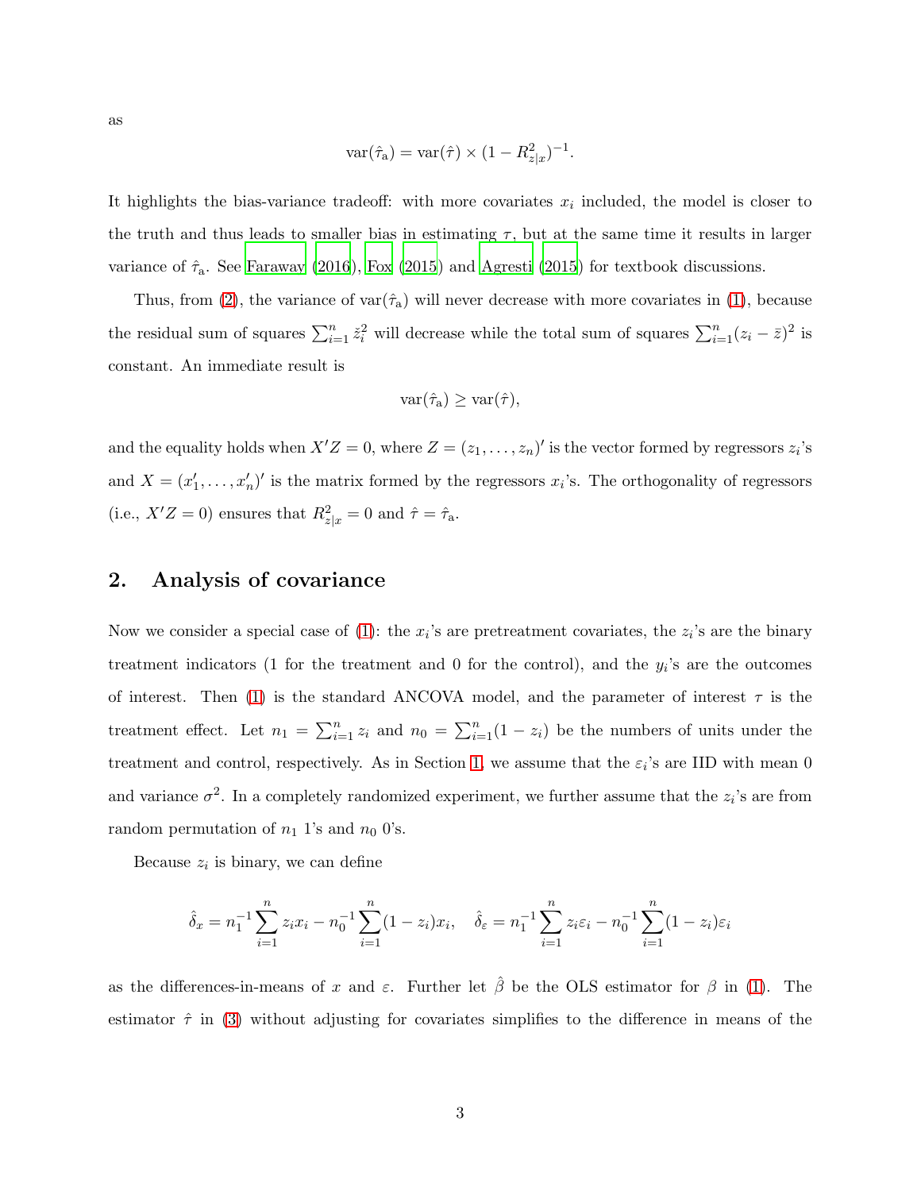as

$$\text{var}(\hat{\tau}_{\text{a}}) = \text{var}(\hat{\tau}) \times (1 - R^2_{z|x})^{-1}.$$

It highlights the bias-variance tradeoff: with more covariates $x_i$ included, the model is closer to the truth and thus leads to smaller bias in estimating $\tau$, but at the same time it results in larger variance of $\hat{\tau}_{\text{a}}$. See Faraway (2016), Fox (2015) and Agresti (2015) for textbook discussions.

Thus, from (2), the variance of $\text{var}(\hat{\tau}_{\text{a}})$ will never decrease with more covariates in (1), because the residual sum of squares $\sum_{i=1}^n \tilde{z}_i^2$ will decrease while the total sum of squares $\sum_{i=1}^n (z_i - \bar{z})^2$ is constant. An immediate result is

$$\text{var}(\hat{\tau}_{\text{a}}) \geq \text{var}(\hat{\tau}),$$

and the equality holds when $X'Z = 0$, where $Z = (z_1, \ldots, z_n)'$ is the vector formed by regressors $z_i$'s and $X = (x_1', \ldots, x_n')'$ is the matrix formed by the regressors $x_i$'s. The orthogonality of regressors (i.e., $X'Z = 0$) ensures that $R^2_{z|x} = 0$ and $\hat{\tau} = \hat{\tau}_{\text{a}}$.

## 2. Analysis of covariance

Now we consider a special case of (1): the $x_i$'s are pretreatment covariates, the $z_i$'s are the binary treatment indicators (1 for the treatment and 0 for the control), and the $y_i$'s are the outcomes of interest. Then (1) is the standard ANCOVA model, and the parameter of interest $\tau$ is the treatment effect. Let $n_1 = \sum_{i=1}^n z_i$ and $n_0 = \sum_{i=1}^n (1 - z_i)$ be the numbers of units under the treatment and control, respectively. As in Section 1, we assume that the $\varepsilon_i$'s are IID with mean 0 and variance $\sigma^2$. In a completely randomized experiment, we further assume that the $z_i$'s are from random permutation of $n_1$ 1's and $n_0$ 0's.

Because $z_i$ is binary, we can define

$$\hat{\delta}_x = n_1^{-1} \sum_{i=1}^n z_i x_i - n_0^{-1} \sum_{i=1}^n (1 - z_i) x_i, \quad \hat{\delta}_\varepsilon = n_1^{-1} \sum_{i=1}^n z_i \varepsilon_i - n_0^{-1} \sum_{i=1}^n (1 - z_i) \varepsilon_i$$

as the differences-in-means of $x$ and $\varepsilon$. Further let $\hat{\beta}$ be the OLS estimator for $\beta$ in (1). The estimator $\hat{\tau}$ in (3) without adjusting for covariates simplifies to the difference in means of the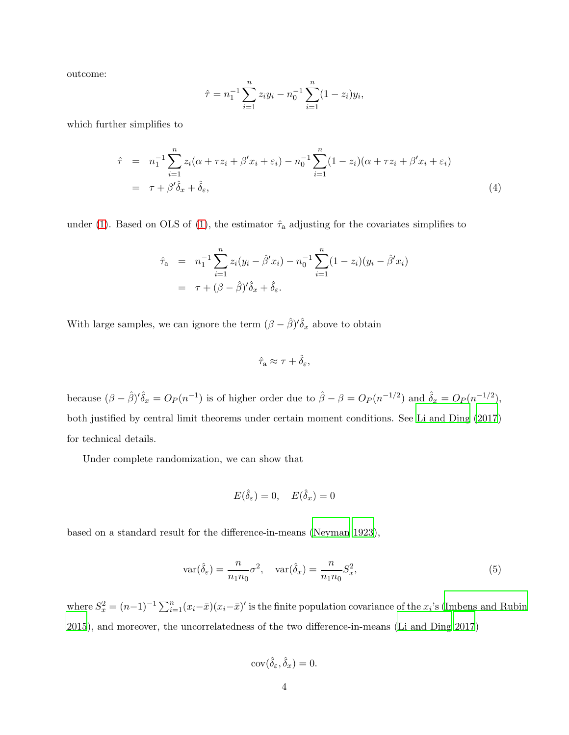outcome:

$$\hat{\tau} = n_1^{-1} \sum_{i=1}^{n} z_i y_i - n_0^{-1} \sum_{i=1}^{n} (1 - z_i) y_i,$$

which further simplifies to

$$\begin{aligned} \hat{\tau} &= n_1^{-1} \sum_{i=1}^{n} z_i(\alpha + \tau z_i + \beta' x_i + \varepsilon_i) - n_0^{-1} \sum_{i=1}^{n} (1 - z_i)(\alpha + \tau z_i + \beta' x_i + \varepsilon_i) \\ &= \tau + \beta' \hat{\delta}_x + \hat{\delta}_\varepsilon, \end{aligned} \tag{4}$$

under (1). Based on OLS of (1), the estimator $\hat{\tau}_{\mathrm{a}}$ adjusting for the covariates simplifies to

$$\begin{aligned} \hat{\tau}_{\mathrm{a}} &= n_1^{-1} \sum_{i=1}^{n} z_i(y_i - \hat{\beta}' x_i) - n_0^{-1} \sum_{i=1}^{n} (1 - z_i)(y_i - \hat{\beta}' x_i) \\ &= \tau + (\beta - \hat{\beta})' \hat{\delta}_x + \hat{\delta}_\varepsilon. \end{aligned}$$

With large samples, we can ignore the term $(\beta - \hat{\beta})' \hat{\delta}_x$ above to obtain

$$\hat{\tau}_{\mathrm{a}} \approx \tau + \hat{\delta}_\varepsilon,$$

because $(\beta - \hat{\beta})' \hat{\delta}_x = O_P(n^{-1})$ is of higher order due to $\hat{\beta} - \beta = O_P(n^{-1/2})$ and $\hat{\delta}_x = O_P(n^{-1/2})$, both justified by central limit theorems under certain moment conditions. See Li and Ding (2017) for technical details.

Under complete randomization, we can show that

$$E(\hat{\delta}_\varepsilon) = 0, \quad E(\hat{\delta}_x) = 0$$

based on a standard result for the difference-in-means (Neyman 1923),

$$\mathrm{var}(\hat{\delta}_\varepsilon) = \frac{n}{n_1 n_0} \sigma^2, \quad \mathrm{var}(\hat{\delta}_x) = \frac{n}{n_1 n_0} S_x^2, \tag{5}$$

where $S_x^2 = (n-1)^{-1} \sum_{i=1}^{n} (x_i - \bar{x})(x_i - \bar{x})'$ is the finite population covariance of the $x_i$'s (Imbens and Rubin 2015), and moreover, the uncorrelatedness of the two difference-in-means (Li and Ding 2017)

$$\mathrm{cov}(\hat{\delta}_\varepsilon, \hat{\delta}_x) = 0.$$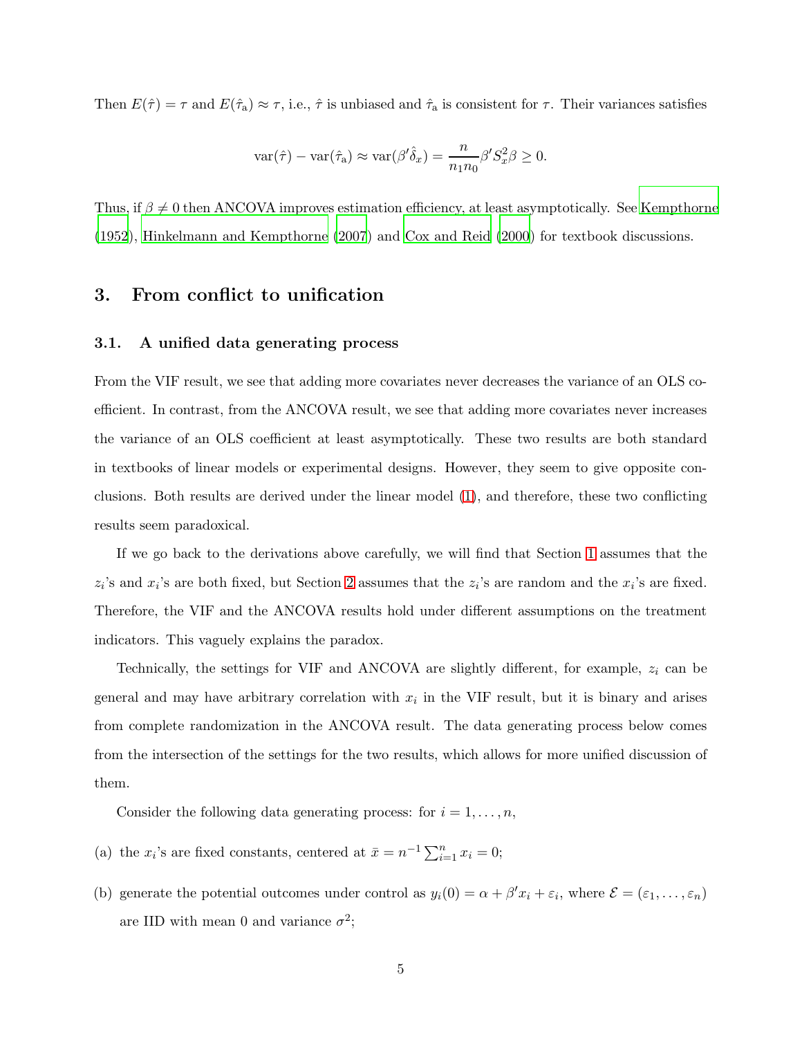Then $E(\hat{\tau}) = \tau$ and $E(\hat{\tau}_{\mathrm{a}}) \approx \tau$, i.e., $\hat{\tau}$ is unbiased and $\hat{\tau}_{\mathrm{a}}$ is consistent for $\tau$. Their variances satisfies

$$\mathrm{var}(\hat{\tau}) - \mathrm{var}(\hat{\tau}_{\mathrm{a}}) \approx \mathrm{var}(\beta' \hat{\delta}_x) = \frac{n}{n_1 n_0} \beta' S_x^2 \beta \geq 0.$$

Thus, if $\beta \neq 0$ then ANCOVA improves estimation efficiency, at least asymptotically. See Kempthorne (1952), Hinkelmann and Kempthorne (2007) and Cox and Reid (2000) for textbook discussions.

## 3. From conflict to unification

### 3.1. A unified data generating process

From the VIF result, we see that adding more covariates never decreases the variance of an OLS coefficient. In contrast, from the ANCOVA result, we see that adding more covariates never increases the variance of an OLS coefficient at least asymptotically. These two results are both standard in textbooks of linear models or experimental designs. However, they seem to give opposite conclusions. Both results are derived under the linear model (1), and therefore, these two conflicting results seem paradoxical.

If we go back to the derivations above carefully, we will find that Section 1 assumes that the $z_i$'s and $x_i$'s are both fixed, but Section 2 assumes that the $z_i$'s are random and the $x_i$'s are fixed. Therefore, the VIF and the ANCOVA results hold under different assumptions on the treatment indicators. This vaguely explains the paradox.

Technically, the settings for VIF and ANCOVA are slightly different, for example, $z_i$ can be general and may have arbitrary correlation with $x_i$ in the VIF result, but it is binary and arises from complete randomization in the ANCOVA result. The data generating process below comes from the intersection of the settings for the two results, which allows for more unified discussion of them.

Consider the following data generating process: for $i = 1, \ldots, n$,

(a) the $x_i$'s are fixed constants, centered at $\bar{x} = n^{-1} \sum_{i=1}^{n} x_i = 0$;

(b) generate the potential outcomes under control as $y_i(0) = \alpha + \beta' x_i + \varepsilon_i$, where $\mathcal{E} = (\varepsilon_1, \ldots, \varepsilon_n)$ are IID with mean 0 and variance $\sigma^2$;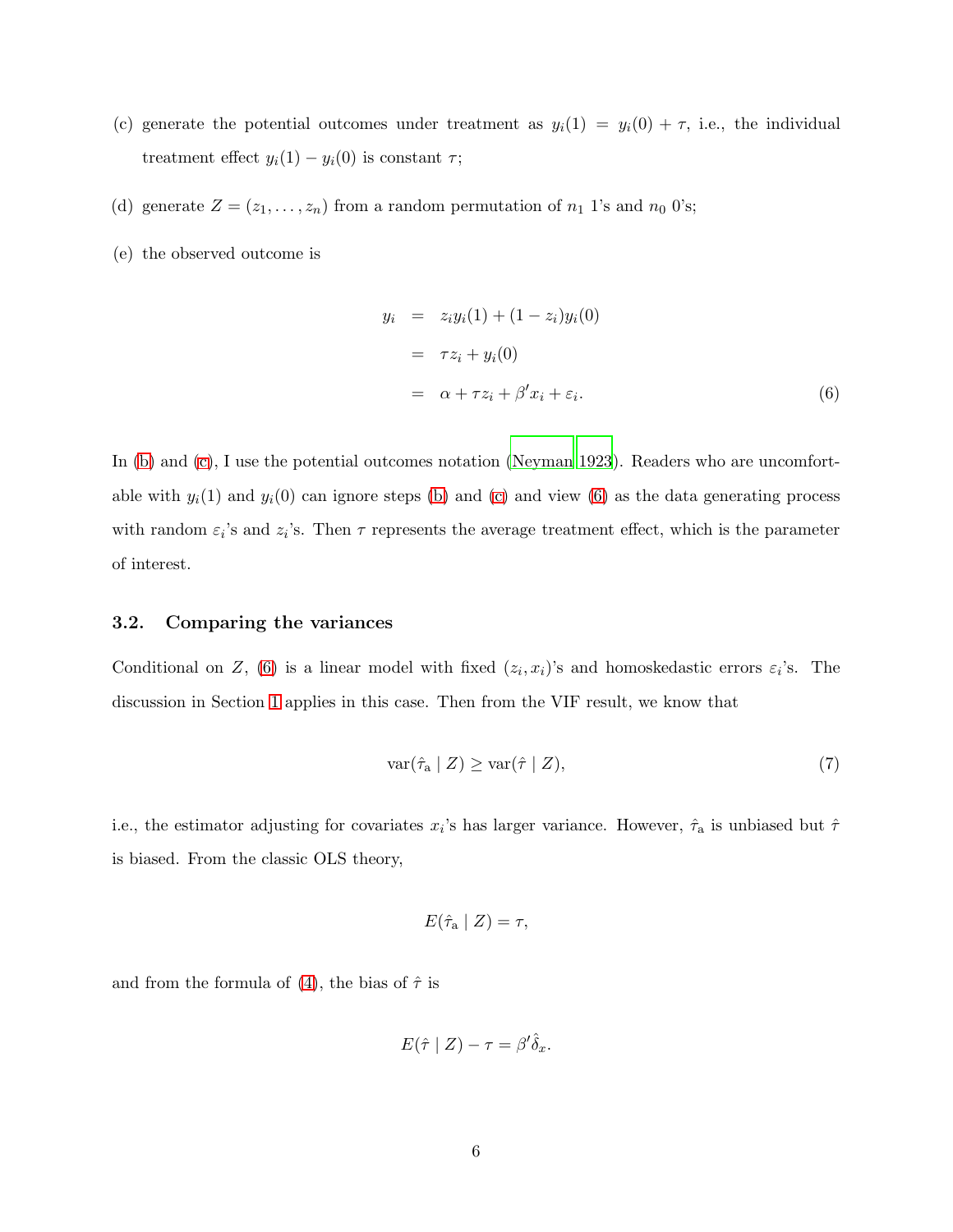(c) generate the potential outcomes under treatment as $y_i(1) = y_i(0) + \tau$, i.e., the individual treatment effect $y_i(1) - y_i(0)$ is constant $\tau$;

(d) generate $Z = (z_1, \ldots, z_n)$ from a random permutation of $n_1$ 1's and $n_0$ 0's;

(e) the observed outcome is

$$
\begin{aligned}
y_i &= z_i y_i(1) + (1 - z_i) y_i(0) \\
&= \tau z_i + y_i(0) \\
&= \alpha + \tau z_i + \beta' x_i + \varepsilon_i. \qquad (6)
\end{aligned}
$$

In (b) and (c), I use the potential outcomes notation (Neyman 1923). Readers who are uncomfortable with $y_i(1)$ and $y_i(0)$ can ignore steps (b) and (c) and view (6) as the data generating process with random $\varepsilon_i$'s and $z_i$'s. Then $\tau$ represents the average treatment effect, which is the parameter of interest.

### 3.2. Comparing the variances

Conditional on $Z$, (6) is a linear model with fixed $(z_i, x_i)$'s and homoskedastic errors $\varepsilon_i$'s. The discussion in Section 1 applies in this case. Then from the VIF result, we know that

$$
\text{var}(\hat{\tau}_\text{a} \mid Z) \geq \text{var}(\hat{\tau} \mid Z), \qquad (7)
$$

i.e., the estimator adjusting for covariates $x_i$'s has larger variance. However, $\hat{\tau}_\text{a}$ is unbiased but $\hat{\tau}$ is biased. From the classic OLS theory,

$$
E(\hat{\tau}_\text{a} \mid Z) = \tau,
$$

and from the formula of (4), the bias of $\hat{\tau}$ is

$$
E(\hat{\tau} \mid Z) - \tau = \beta' \hat{\delta}_x.
$$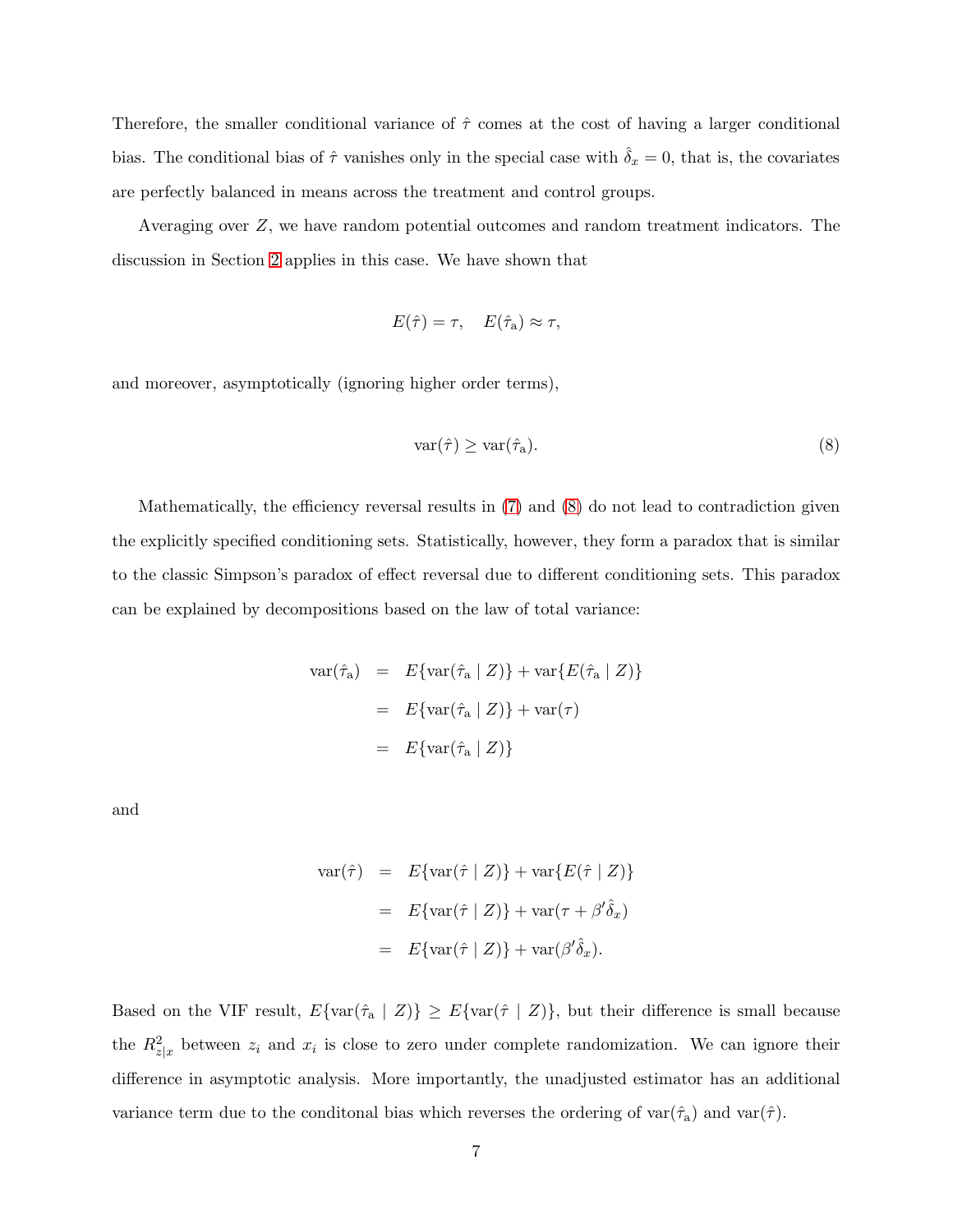Therefore, the smaller conditional variance of $\hat{\tau}$ comes at the cost of having a larger conditional bias. The conditional bias of $\hat{\tau}$ vanishes only in the special case with $\hat{\delta}_x = 0$, that is, the covariates are perfectly balanced in means across the treatment and control groups.

Averaging over $Z$, we have random potential outcomes and random treatment indicators. The discussion in Section 2 applies in this case. We have shown that

$$E(\hat{\tau}) = \tau, \quad E(\hat{\tau}_{\mathrm{a}}) \approx \tau,$$

and moreover, asymptotically (ignoring higher order terms),

$$\mathrm{var}(\hat{\tau}) \geq \mathrm{var}(\hat{\tau}_{\mathrm{a}}). \tag{8}$$

Mathematically, the efficiency reversal results in (7) and (8) do not lead to contradiction given the explicitly specified conditioning sets. Statistically, however, they form a paradox that is similar to the classic Simpson's paradox of effect reversal due to different conditioning sets. This paradox can be explained by decompositions based on the law of total variance:

$$\begin{aligned}
\mathrm{var}(\hat{\tau}_{\mathrm{a}}) &= E\{\mathrm{var}(\hat{\tau}_{\mathrm{a}} \mid Z)\} + \mathrm{var}\{E(\hat{\tau}_{\mathrm{a}} \mid Z)\} \\
&= E\{\mathrm{var}(\hat{\tau}_{\mathrm{a}} \mid Z)\} + \mathrm{var}(\tau) \\
&= E\{\mathrm{var}(\hat{\tau}_{\mathrm{a}} \mid Z)\}
\end{aligned}$$

and

$$\begin{aligned}
\mathrm{var}(\hat{\tau}) &= E\{\mathrm{var}(\hat{\tau} \mid Z)\} + \mathrm{var}\{E(\hat{\tau} \mid Z)\} \\
&= E\{\mathrm{var}(\hat{\tau} \mid Z)\} + \mathrm{var}(\tau + \beta'\hat{\delta}_x) \\
&= E\{\mathrm{var}(\hat{\tau} \mid Z)\} + \mathrm{var}(\beta'\hat{\delta}_x).
\end{aligned}$$

Based on the VIF result, $E\{\mathrm{var}(\hat{\tau}_{\mathrm{a}} \mid Z)\} \geq E\{\mathrm{var}(\hat{\tau} \mid Z)\}$, but their difference is small because the $R^2_{z|x}$ between $z_i$ and $x_i$ is close to zero under complete randomization. We can ignore their difference in asymptotic analysis. More importantly, the unadjusted estimator has an additional variance term due to the conditonal bias which reverses the ordering of $\mathrm{var}(\hat{\tau}_{\mathrm{a}})$ and $\mathrm{var}(\hat{\tau})$.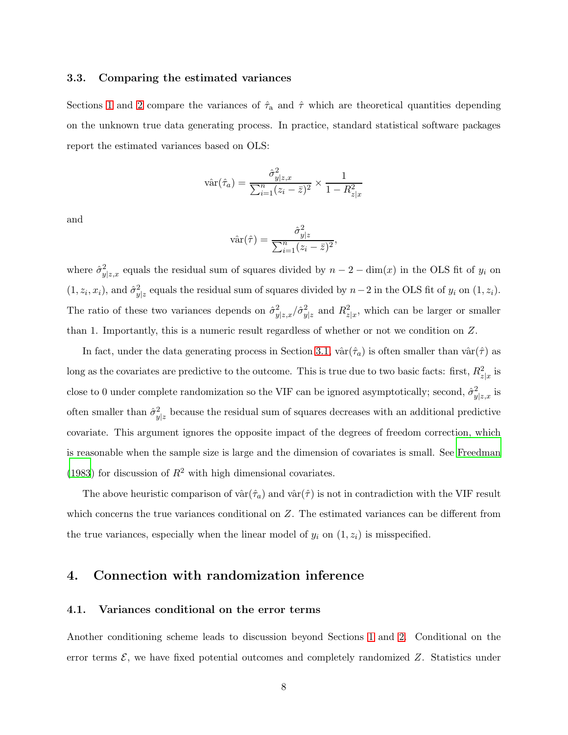### 3.3. Comparing the estimated variances

Sections 1 and 2 compare the variances of $\hat{\tau}_{\text{a}}$ and $\hat{\tau}$ which are theoretical quantities depending on the unknown true data generating process. In practice, standard statistical software packages report the estimated variances based on OLS:

$$\hat{\text{var}}(\hat{\tau}_a) = \frac{\hat{\sigma}^2_{y|z,x}}{\sum_{i=1}^n (z_i - \bar{z})^2} \times \frac{1}{1 - R^2_{z|x}}$$

and

$$\hat{\text{var}}(\hat{\tau}) = \frac{\hat{\sigma}^2_{y|z}}{\sum_{i=1}^n (z_i - \bar{z})^2},$$

where $\hat{\sigma}^2_{y|z,x}$ equals the residual sum of squares divided by $n - 2 - \dim(x)$ in the OLS fit of $y_i$ on $(1, z_i, x_i)$, and $\hat{\sigma}^2_{y|z}$ equals the residual sum of squares divided by $n-2$ in the OLS fit of $y_i$ on $(1, z_i)$. The ratio of these two variances depends on $\hat{\sigma}^2_{y|z,x}/\hat{\sigma}^2_{y|z}$ and $R^2_{z|x}$, which can be larger or smaller than 1. Importantly, this is a numeric result regardless of whether or not we condition on $Z$.

In fact, under the data generating process in Section 3.1, $\hat{\text{var}}(\hat{\tau}_a)$ is often smaller than $\hat{\text{var}}(\hat{\tau})$ as long as the covariates are predictive to the outcome. This is true due to two basic facts: first, $R^2_{z|x}$ is close to 0 under complete randomization so the VIF can be ignored asymptotically; second, $\hat{\sigma}^2_{y|z,x}$ is often smaller than $\hat{\sigma}^2_{y|z}$ because the residual sum of squares decreases with an additional predictive covariate. This argument ignores the opposite impact of the degrees of freedom correction, which is reasonable when the sample size is large and the dimension of covariates is small. See Freedman (1983) for discussion of $R^2$ with high dimensional covariates.

The above heuristic comparison of $\hat{\text{var}}(\hat{\tau}_a)$ and $\hat{\text{var}}(\hat{\tau})$ is not in contradiction with the VIF result which concerns the true variances conditional on $Z$. The estimated variances can be different from the true variances, especially when the linear model of $y_i$ on $(1, z_i)$ is misspecified.

## 4. Connection with randomization inference

### 4.1. Variances conditional on the error terms

Another conditioning scheme leads to discussion beyond Sections 1 and 2. Conditional on the error terms $\mathcal{E}$, we have fixed potential outcomes and completely randomized $Z$. Statistics under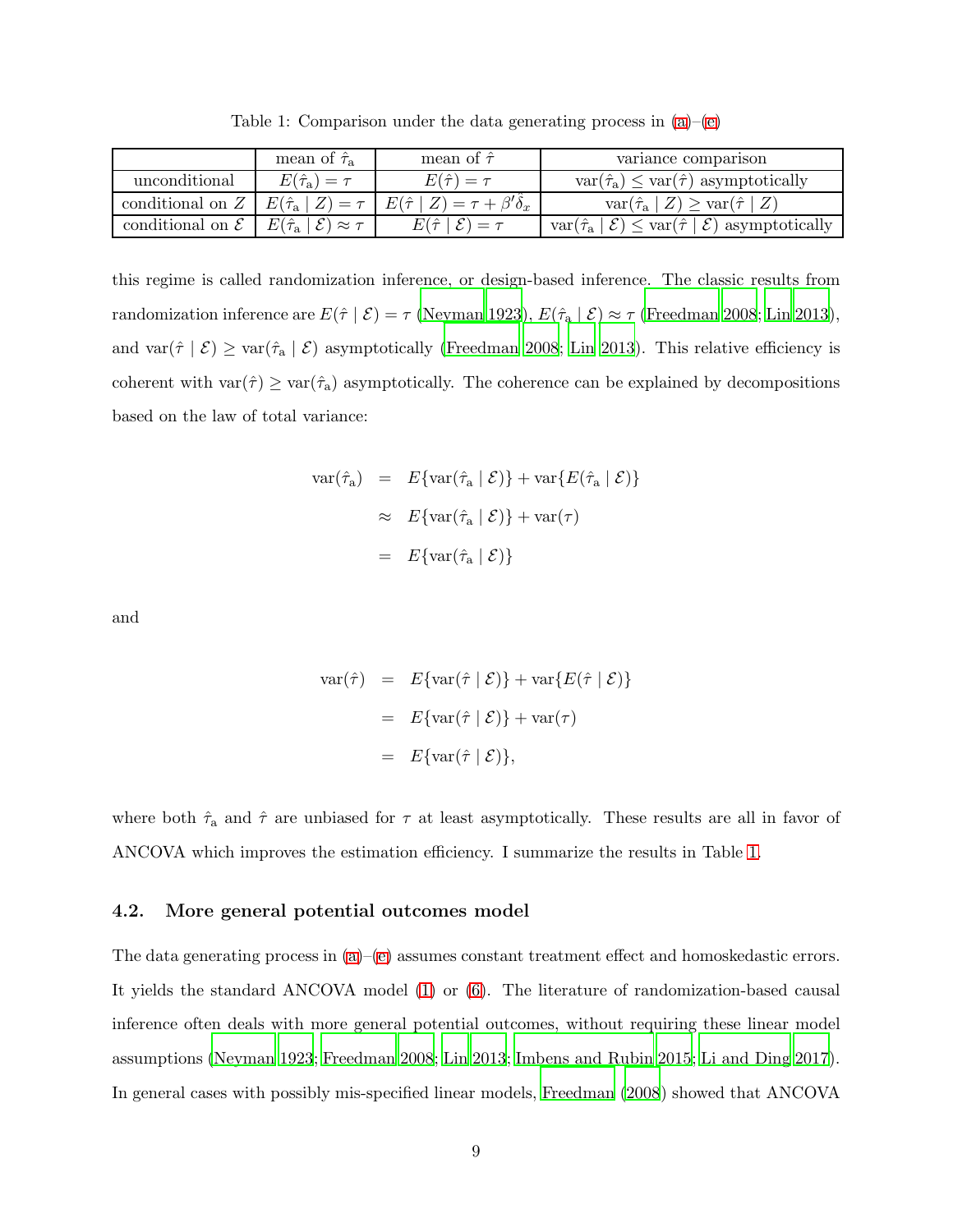Table 1: Comparison under the data generating process in (a)–(e)

| | mean of $\hat{\tau}_{\text{a}}$ | mean of $\hat{\tau}$ | variance comparison |
|---|---|---|---|
| unconditional | $E(\hat{\tau}_{\text{a}}) = \tau$ | $E(\hat{\tau}) = \tau$ | $\text{var}(\hat{\tau}_{\text{a}}) \leq \text{var}(\hat{\tau})$ asymptotically |
| conditional on $Z$ | $E(\hat{\tau}_{\text{a}} \mid Z) = \tau$ | $E(\hat{\tau} \mid Z) = \tau + \beta' \hat{\delta}_x$ | $\text{var}(\hat{\tau}_{\text{a}} \mid Z) \geq \text{var}(\hat{\tau} \mid Z)$ |
| conditional on $\mathcal{E}$ | $E(\hat{\tau}_{\text{a}} \mid \mathcal{E}) \approx \tau$ | $E(\hat{\tau} \mid \mathcal{E}) = \tau$ | $\text{var}(\hat{\tau}_{\text{a}} \mid \mathcal{E}) \leq \text{var}(\hat{\tau} \mid \mathcal{E})$ asymptotically |

this regime is called randomization inference, or design-based inference. The classic results from randomization inference are $E(\hat{\tau} \mid \mathcal{E}) = \tau$ (Neyman 1923), $E(\hat{\tau}_{\text{a}} \mid \mathcal{E}) \approx \tau$ (Freedman 2008; Lin 2013), and $\text{var}(\hat{\tau} \mid \mathcal{E}) \geq \text{var}(\hat{\tau}_{\text{a}} \mid \mathcal{E})$ asymptotically (Freedman 2008; Lin 2013). This relative efficiency is coherent with $\text{var}(\hat{\tau}) \geq \text{var}(\hat{\tau}_{\text{a}})$ asymptotically. The coherence can be explained by decompositions based on the law of total variance:

$$
\begin{aligned}
\text{var}(\hat{\tau}_{\text{a}}) &= E\{\text{var}(\hat{\tau}_{\text{a}} \mid \mathcal{E})\} + \text{var}\{E(\hat{\tau}_{\text{a}} \mid \mathcal{E})\} \\
&\approx E\{\text{var}(\hat{\tau}_{\text{a}} \mid \mathcal{E})\} + \text{var}(\tau) \\
&= E\{\text{var}(\hat{\tau}_{\text{a}} \mid \mathcal{E})\}
\end{aligned}
$$

and

$$
\begin{aligned}
\text{var}(\hat{\tau}) &= E\{\text{var}(\hat{\tau} \mid \mathcal{E})\} + \text{var}\{E(\hat{\tau} \mid \mathcal{E})\} \\
&= E\{\text{var}(\hat{\tau} \mid \mathcal{E})\} + \text{var}(\tau) \\
&= E\{\text{var}(\hat{\tau} \mid \mathcal{E})\},
\end{aligned}
$$

where both $\hat{\tau}_{\text{a}}$ and $\hat{\tau}$ are unbiased for $\tau$ at least asymptotically. These results are all in favor of ANCOVA which improves the estimation efficiency. I summarize the results in Table 1.

### 4.2. More general potential outcomes model

The data generating process in (a)–(e) assumes constant treatment effect and homoskedastic errors. It yields the standard ANCOVA model (1) or (6). The literature of randomization-based causal inference often deals with more general potential outcomes, without requiring these linear model assumptions (Neyman 1923; Freedman 2008; Lin 2013; Imbens and Rubin 2015; Li and Ding 2017). In general cases with possibly mis-specified linear models, Freedman (2008) showed that ANCOVA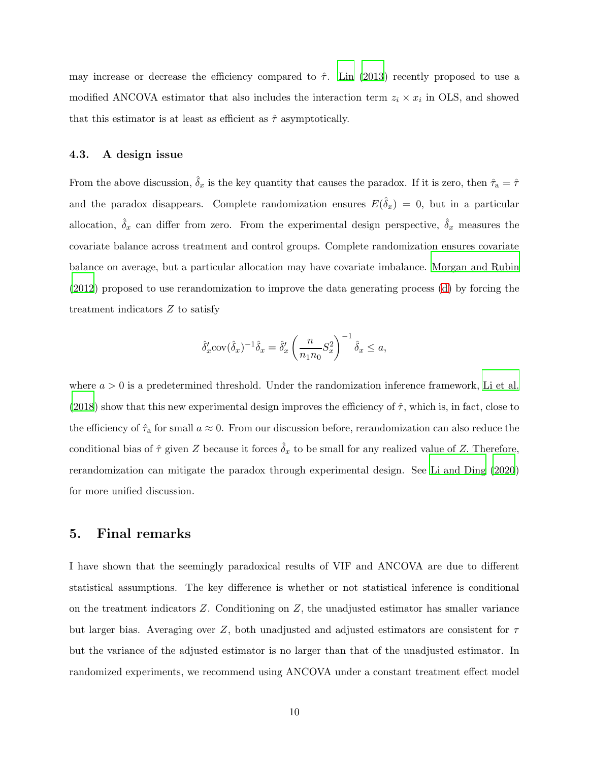may increase or decrease the efficiency compared to $\hat{\tau}$. Lin (2013) recently proposed to use a modified ANCOVA estimator that also includes the interaction term $z_i \times x_i$ in OLS, and showed that this estimator is at least as efficient as $\hat{\tau}$ asymptotically.

### 4.3. A design issue

From the above discussion, $\hat{\delta}_x$ is the key quantity that causes the paradox. If it is zero, then $\hat{\tau}_\text{a} = \hat{\tau}$ and the paradox disappears. Complete randomization ensures $E(\hat{\delta}_x) = 0$, but in a particular allocation, $\hat{\delta}_x$ can differ from zero. From the experimental design perspective, $\hat{\delta}_x$ measures the covariate balance across treatment and control groups. Complete randomization ensures covariate balance on average, but a particular allocation may have covariate imbalance. Morgan and Rubin (2012) proposed to use rerandomization to improve the data generating process (d) by forcing the treatment indicators $Z$ to satisfy

$$\hat{\delta}_x' \text{cov}(\hat{\delta}_x)^{-1} \hat{\delta}_x = \hat{\delta}_x' \left( \frac{n}{n_1 n_0} S_x^2 \right)^{-1} \hat{\delta}_x \leq a,$$

where $a > 0$ is a predetermined threshold. Under the randomization inference framework, Li et al. (2018) show that this new experimental design improves the efficiency of $\hat{\tau}$, which is, in fact, close to the efficiency of $\hat{\tau}_\text{a}$ for small $a \approx 0$. From our discussion before, rerandomization can also reduce the conditional bias of $\hat{\tau}$ given $Z$ because it forces $\hat{\delta}_x$ to be small for any realized value of $Z$. Therefore, rerandomization can mitigate the paradox through experimental design. See Li and Ding (2020) for more unified discussion.

## 5. Final remarks

I have shown that the seemingly paradoxical results of VIF and ANCOVA are due to different statistical assumptions. The key difference is whether or not statistical inference is conditional on the treatment indicators $Z$. Conditioning on $Z$, the unadjusted estimator has smaller variance but larger bias. Averaging over $Z$, both unadjusted and adjusted estimators are consistent for $\tau$ but the variance of the adjusted estimator is no larger than that of the unadjusted estimator. In randomized experiments, we recommend using ANCOVA under a constant treatment effect model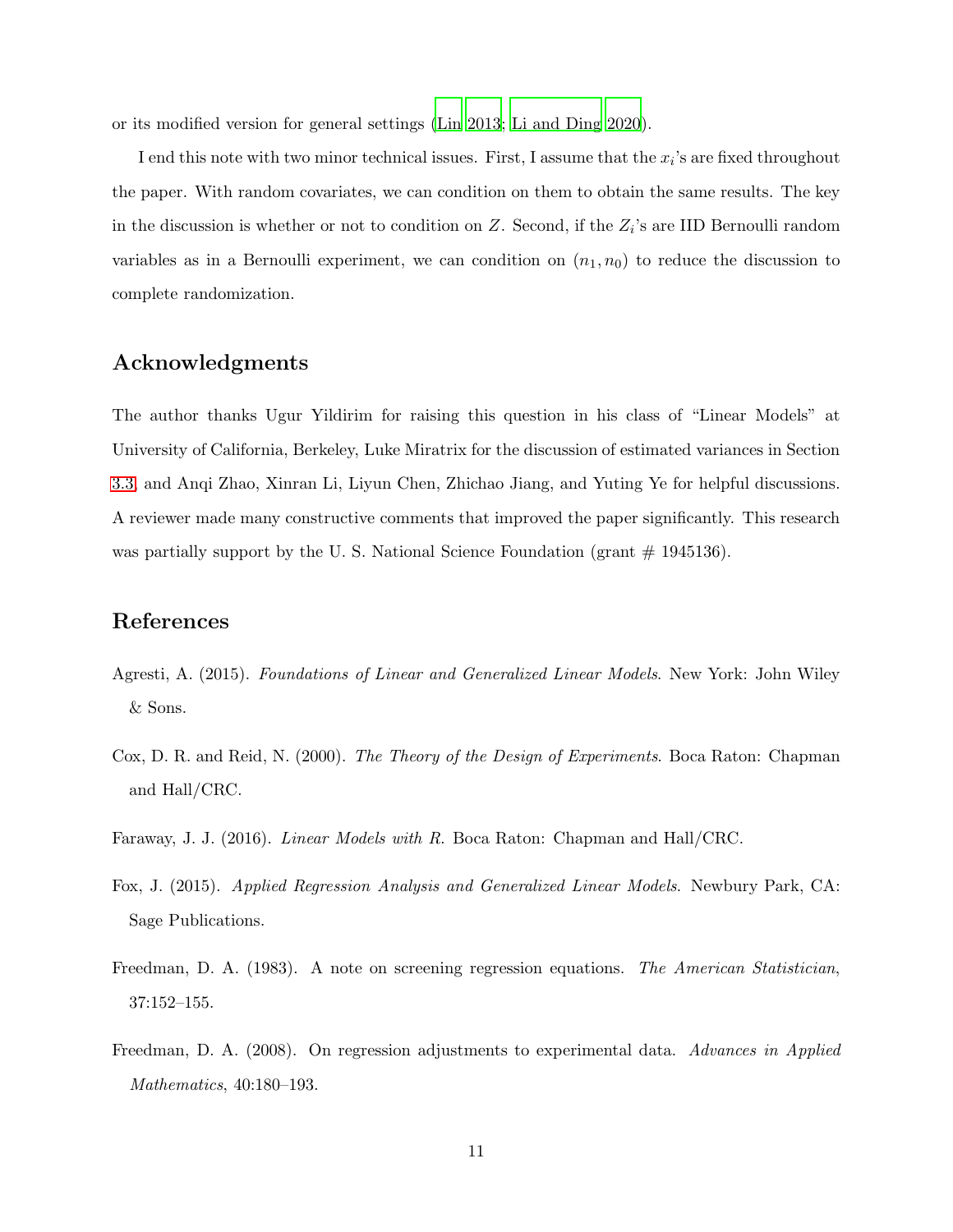or its modified version for general settings (Lin 2013; Li and Ding 2020).

I end this note with two minor technical issues. First, I assume that the $x_i$'s are fixed throughout the paper. With random covariates, we can condition on them to obtain the same results. The key in the discussion is whether or not to condition on $Z$. Second, if the $Z_i$'s are IID Bernoulli random variables as in a Bernoulli experiment, we can condition on $(n_1, n_0)$ to reduce the discussion to complete randomization.

## Acknowledgments

The author thanks Ugur Yildirim for raising this question in his class of "Linear Models" at University of California, Berkeley, Luke Miratrix for the discussion of estimated variances in Section 3.3, and Anqi Zhao, Xinran Li, Liyun Chen, Zhichao Jiang, and Yuting Ye for helpful discussions. A reviewer made many constructive comments that improved the paper significantly. This research was partially support by the U. S. National Science Foundation (grant # 1945136).

## References

Agresti, A. (2015). *Foundations of Linear and Generalized Linear Models*. New York: John Wiley & Sons.

Cox, D. R. and Reid, N. (2000). *The Theory of the Design of Experiments*. Boca Raton: Chapman and Hall/CRC.

Faraway, J. J. (2016). *Linear Models with R*. Boca Raton: Chapman and Hall/CRC.

Fox, J. (2015). *Applied Regression Analysis and Generalized Linear Models*. Newbury Park, CA: Sage Publications.

Freedman, D. A. (1983). A note on screening regression equations. *The American Statistician*, 37:152–155.

Freedman, D. A. (2008). On regression adjustments to experimental data. *Advances in Applied Mathematics*, 40:180–193.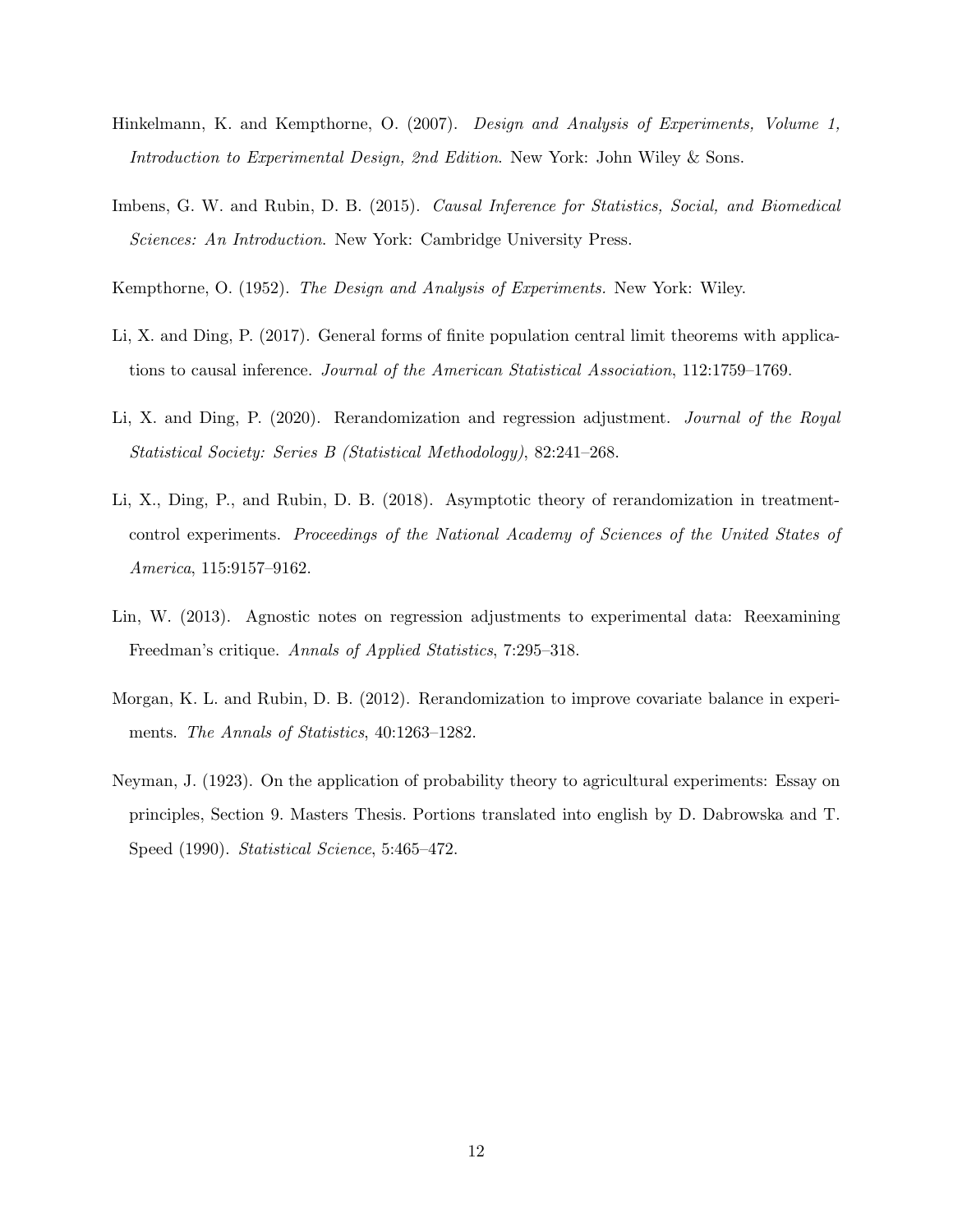Hinkelmann, K. and Kempthorne, O. (2007). *Design and Analysis of Experiments, Volume 1, Introduction to Experimental Design, 2nd Edition*. New York: John Wiley & Sons.

Imbens, G. W. and Rubin, D. B. (2015). *Causal Inference for Statistics, Social, and Biomedical Sciences: An Introduction*. New York: Cambridge University Press.

Kempthorne, O. (1952). *The Design and Analysis of Experiments.* New York: Wiley.

Li, X. and Ding, P. (2017). General forms of finite population central limit theorems with applications to causal inference. *Journal of the American Statistical Association*, 112:1759–1769.

Li, X. and Ding, P. (2020). Rerandomization and regression adjustment. *Journal of the Royal Statistical Society: Series B (Statistical Methodology)*, 82:241–268.

Li, X., Ding, P., and Rubin, D. B. (2018). Asymptotic theory of rerandomization in treatment-control experiments. *Proceedings of the National Academy of Sciences of the United States of America*, 115:9157–9162.

Lin, W. (2013). Agnostic notes on regression adjustments to experimental data: Reexamining Freedman's critique. *Annals of Applied Statistics*, 7:295–318.

Morgan, K. L. and Rubin, D. B. (2012). Rerandomization to improve covariate balance in experiments. *The Annals of Statistics*, 40:1263–1282.

Neyman, J. (1923). On the application of probability theory to agricultural experiments: Essay on principles, Section 9. Masters Thesis. Portions translated into english by D. Dabrowska and T. Speed (1990). *Statistical Science*, 5:465–472.